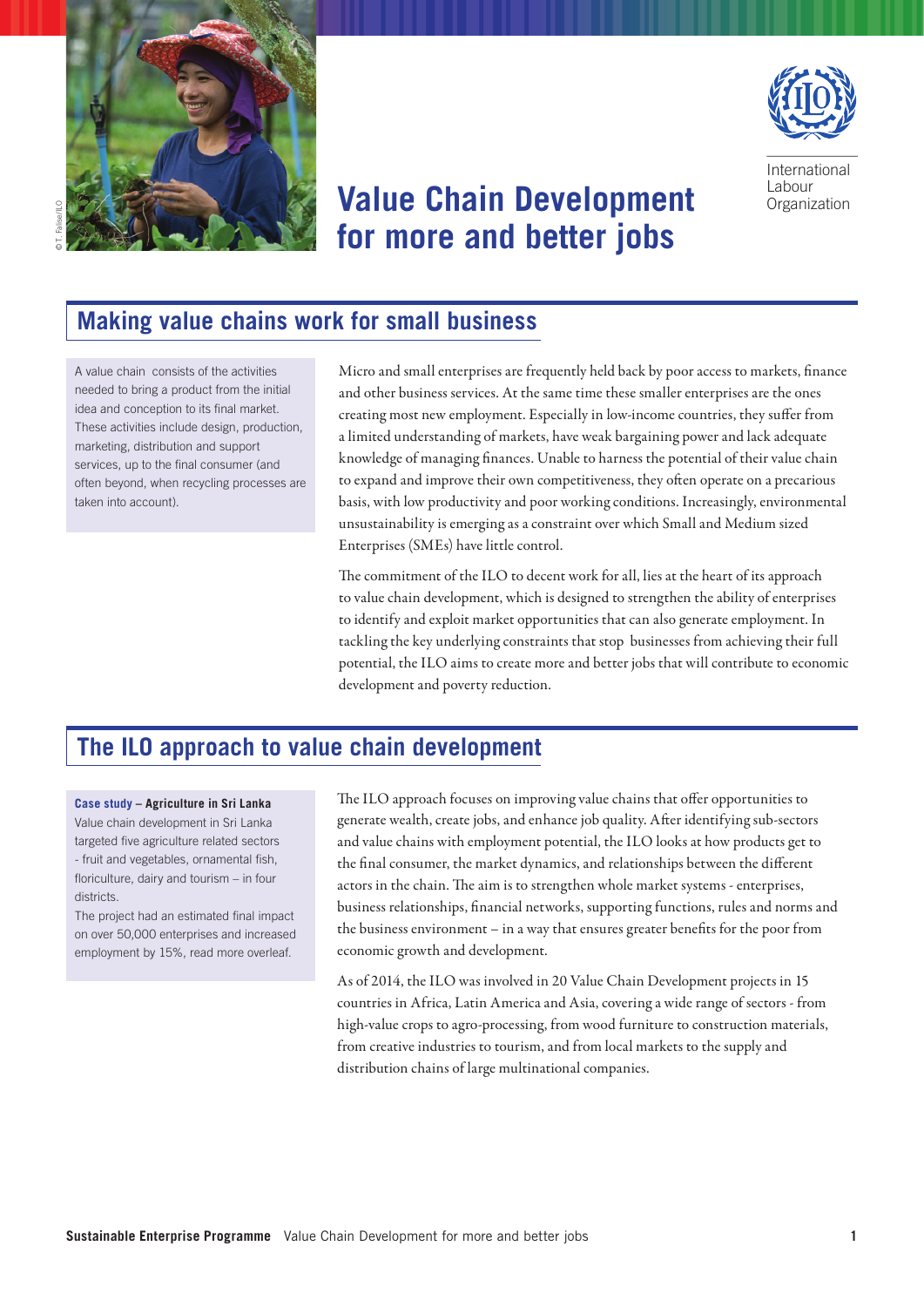International Labour Organization

# Value Chain Development for more and better jobs

## Making value chains work for small business

A value chain consists of the activities needed to bring a product from the initial idea and conception to its final market. These activities include design, production, marketing, distribution and support services, up to the final consumer (and often beyond, when recycling processes are taken into account).

Micro and small enterprises are frequently held back by poor access to markets, finance and other business services. At the same time these smaller enterprises are the ones creating most new employment. Especially in low-income countries, they suffer from a limited understanding of markets, have weak bargaining power and lack adequate knowledge of managing finances. Unable to harness the potential of their value chain to expand and improve their own competitiveness, they often operate on a precarious basis, with low productivity and poor working conditions. Increasingly, environmental unsustainability is emerging as a constraint over which Small and Medium sized Enterprises (SMEs) have little control.

The commitment of the ILO to decent work for all, lies at the heart of its approach to value chain development, which is designed to strengthen the ability of enterprises to identify and exploit market opportunities that can also generate employment. In tackling the key underlying constraints that stop businesses from achieving their full potential, the ILO aims to create more and better jobs that will contribute to economic development and poverty reduction.

## The ILO approach to value chain development

**Case study – Agriculture in Sri Lanka**
Value chain development in Sri Lanka targeted five agriculture related sectors - fruit and vegetables, ornamental fish, floriculture, dairy and tourism – in four districts.
The project had an estimated final impact on over 50,000 enterprises and increased employment by 15%, read more overleaf.

The ILO approach focuses on improving value chains that offer opportunities to generate wealth, create jobs, and enhance job quality. After identifying sub-sectors and value chains with employment potential, the ILO looks at how products get to the final consumer, the market dynamics, and relationships between the different actors in the chain. The aim is to strengthen whole market systems - enterprises, business relationships, financial networks, supporting functions, rules and norms and the business environment – in a way that ensures greater benefits for the poor from economic growth and development.

As of 2014, the ILO was involved in 20 Value Chain Development projects in 15 countries in Africa, Latin America and Asia, covering a wide range of sectors - from high-value crops to agro-processing, from wood furniture to construction materials, from creative industries to tourism, and from local markets to the supply and distribution chains of large multinational companies.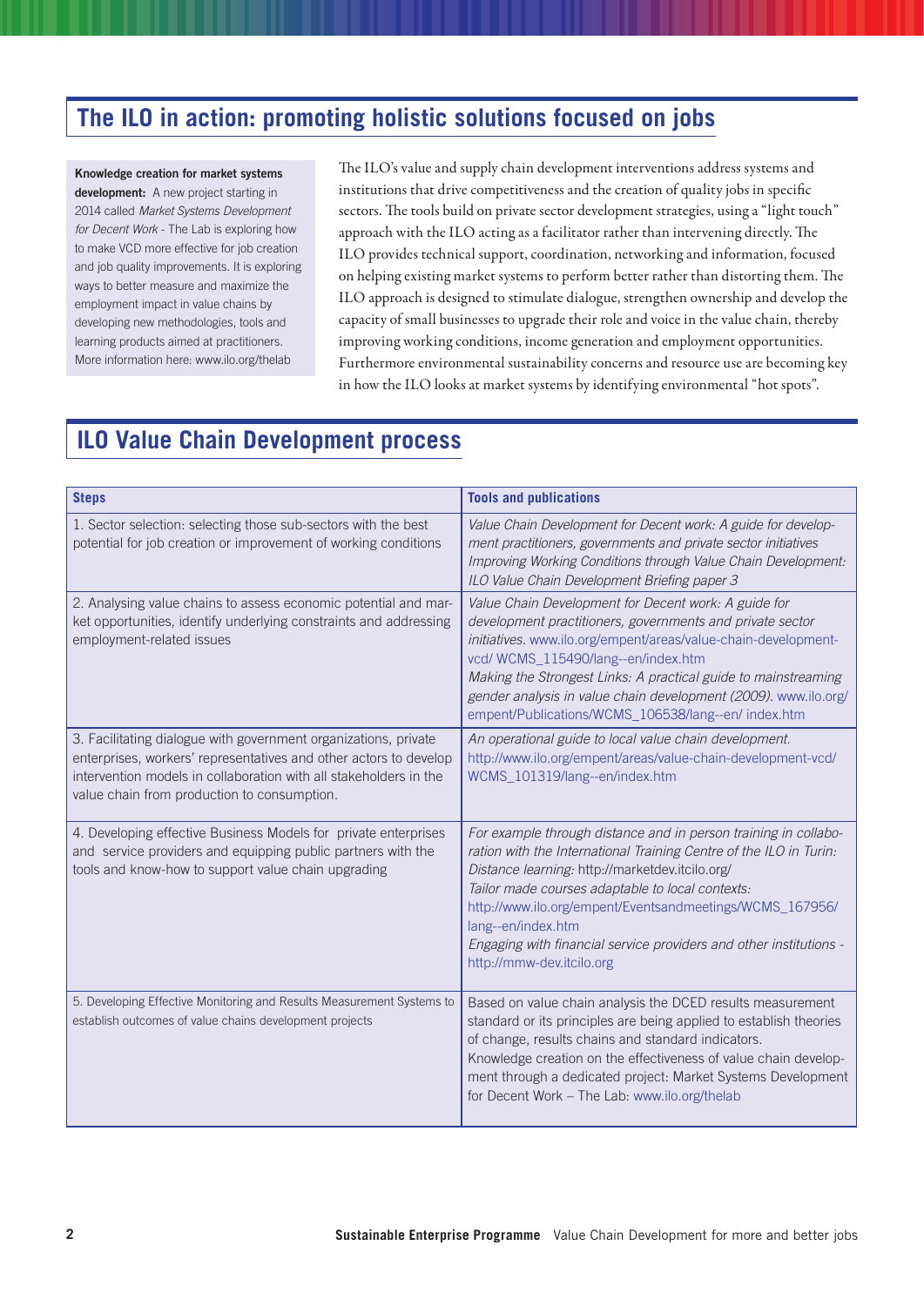## The ILO in action: promoting holistic solutions focused on jobs

**Knowledge creation for market systems development:** A new project starting in 2014 called *Market Systems Development for Decent Work* - The Lab is exploring how to make VCD more effective for job creation and job quality improvements. It is exploring ways to better measure and maximize the employment impact in value chains by developing new methodologies, tools and learning products aimed at practitioners. More information here: www.ilo.org/thelab

The ILO's value and supply chain development interventions address systems and institutions that drive competitiveness and the creation of quality jobs in specific sectors. The tools build on private sector development strategies, using a "light touch" approach with the ILO acting as a facilitator rather than intervening directly. The ILO provides technical support, coordination, networking and information, focused on helping existing market systems to perform better rather than distorting them. The ILO approach is designed to stimulate dialogue, strengthen ownership and develop the capacity of small businesses to upgrade their role and voice in the value chain, thereby improving working conditions, income generation and employment opportunities. Furthermore environmental sustainability concerns and resource use are becoming key in how the ILO looks at market systems by identifying environmental "hot spots".

## ILO Value Chain Development process

| Steps | Tools and publications |
|---|---|
| 1. Sector selection: selecting those sub-sectors with the best potential for job creation or improvement of working conditions | *Value Chain Development for Decent work: A guide for development practitioners, governments and private sector initiatives*<br>*Improving Working Conditions through Value Chain Development: ILO Value Chain Development Briefing paper 3* |
| 2. Analysing value chains to assess economic potential and market opportunities, identify underlying constraints and addressing employment-related issues | *Value Chain Development for Decent work: A guide for development practitioners, governments and private sector initiatives.* www.ilo.org/empent/areas/value-chain-development-vcd/ WCMS_115490/lang--en/index.htm<br>*Making the Strongest Links: A practical guide to mainstreaming gender analysis in value chain development (2009).* www.ilo.org/empent/Publications/WCMS_106538/lang--en/ index.htm |
| 3. Facilitating dialogue with government organizations, private enterprises, workers' representatives and other actors to develop intervention models in collaboration with all stakeholders in the value chain from production to consumption. | *An operational guide to local value chain development.* http://www.ilo.org/empent/areas/value-chain-development-vcd/WCMS_101319/lang--en/index.htm |
| 4. Developing effective Business Models for private enterprises and service providers and equipping public partners with the tools and know-how to support value chain upgrading | *For example through distance and in person training in collaboration with the International Training Centre of the ILO in Turin:*<br>*Distance learning:* http://marketdev.itcilo.org/<br>*Tailor made courses adaptable to local contexts:* http://www.ilo.org/empent/Eventsandmeetings/WCMS_167956/lang--en/index.htm<br>*Engaging with financial service providers and other institutions -* http://mmw-dev.itcilo.org |
| 5. Developing Effective Monitoring and Results Measurement Systems to establish outcomes of value chains development projects | Based on value chain analysis the DCED results measurement standard or its principles are being applied to establish theories of change, results chains and standard indicators.<br>Knowledge creation on the effectiveness of value chain development through a dedicated project: Market Systems Development for Decent Work – The Lab: www.ilo.org/thelab |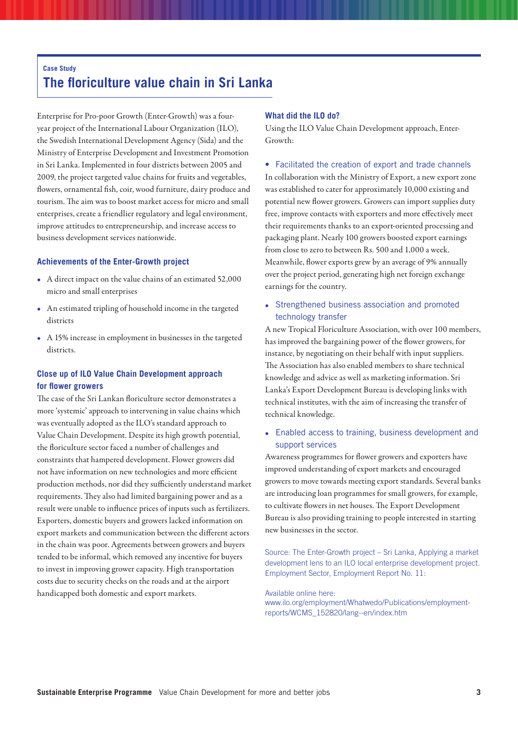Case Study

# The floriculture value chain in Sri Lanka

Enterprise for Pro-poor Growth (Enter-Growth) was a four-year project of the International Labour Organization (ILO), the Swedish International Development Agency (Sida) and the Ministry of Enterprise Development and Investment Promotion in Sri Lanka. Implemented in four districts between 2005 and 2009, the project targeted value chains for fruits and vegetables, flowers, ornamental fish, coir, wood furniture, dairy produce and tourism. The aim was to boost market access for micro and small enterprises, create a friendlier regulatory and legal environment, improve attitudes to entrepreneurship, and increase access to business development services nationwide.

## Achievements of the Enter-Growth project

- A direct impact on the value chains of an estimated 52,000 micro and small enterprises
- An estimated tripling of household income in the targeted districts
- A 15% increase in employment in businesses in the targeted districts.

## Close up of ILO Value Chain Development approach for flower growers

The case of the Sri Lankan floriculture sector demonstrates a more 'systemic' approach to intervening in value chains which was eventually adopted as the ILO's standard approach to Value Chain Development. Despite its high growth potential, the floriculture sector faced a number of challenges and constraints that hampered development. Flower growers did not have information on new technologies and more efficient production methods, nor did they sufficiently understand market requirements. They also had limited bargaining power and as a result were unable to influence prices of inputs such as fertilizers. Exporters, domestic buyers and growers lacked information on export markets and communication between the different actors in the chain was poor. Agreements between growers and buyers tended to be informal, which removed any incentive for buyers to invest in improving grower capacity. High transportation costs due to security checks on the roads and at the airport handicapped both domestic and export markets.

## What did the ILO do?

Using the ILO Value Chain Development approach, Enter-Growth:

- **Facilitated the creation of export and trade channels**

In collaboration with the Ministry of Export, a new export zone was established to cater for approximately 10,000 existing and potential new flower growers. Growers can import supplies duty free, improve contacts with exporters and more effectively meet their requirements thanks to an export-oriented processing and packaging plant. Nearly 100 growers boosted export earnings from close to zero to between Rs. 500 and 1,000 a week. Meanwhile, flower exports grew by an average of 9% annually over the project period, generating high net foreign exchange earnings for the country.

- **Strengthened business association and promoted technology transfer**

A new Tropical Floriculture Association, with over 100 members, has improved the bargaining power of the flower growers, for instance, by negotiating on their behalf with input suppliers. The Association has also enabled members to share technical knowledge and advice as well as marketing information. Sri Lanka's Export Development Bureau is developing links with technical institutes, with the aim of increasing the transfer of technical knowledge.

- **Enabled access to training, business development and support services**

Awareness programmes for flower growers and exporters have improved understanding of export markets and encouraged growers to move towards meeting export standards. Several banks are introducing loan programmes for small growers, for example, to cultivate flowers in net houses. The Export Development Bureau is also providing training to people interested in starting new businesses in the sector.

Source: The Enter-Growth project – Sri Lanka, Applying a market development lens to an ILO local enterprise development project. Employment Sector, Employment Report No. 11:

Available online here:
www.ilo.org/employment/Whatwedo/Publications/employment-reports/WCMS_152820/lang--en/index.htm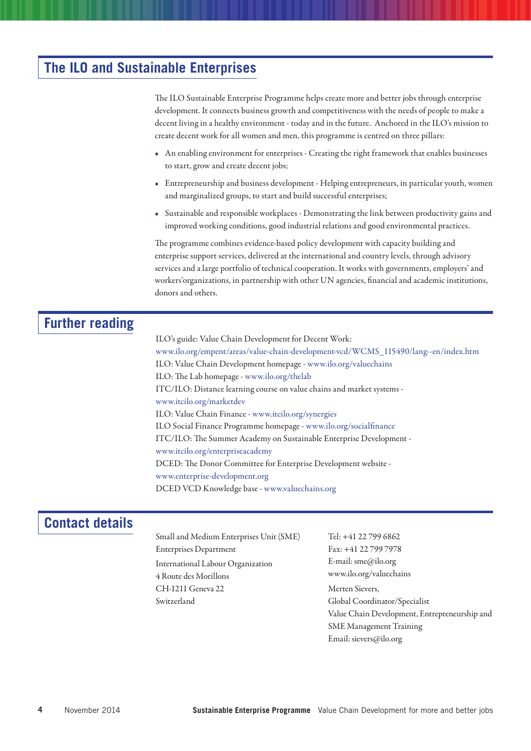## The ILO and Sustainable Enterprises

The ILO Sustainable Enterprise Programme helps create more and better jobs through enterprise development. It connects business growth and competitiveness with the needs of people to make a decent living in a healthy environment - today and in the future. Anchored in the ILO's mission to create decent work for all women and men, this programme is centred on three pillars:

- An enabling environment for enterprises - Creating the right framework that enables businesses to start, grow and create decent jobs;
- Entrepreneurship and business development - Helping entrepreneurs, in particular youth, women and marginalized groups, to start and build successful enterprises;
- Sustainable and responsible workplaces - Demonstrating the link between productivity gains and improved working conditions, good industrial relations and good environmental practices.

The programme combines evidence-based policy development with capacity building and enterprise support services, delivered at the international and country levels, through advisory services and a large portfolio of technical cooperation. It works with governments, employers' and workers'organizations, in partnership with other UN agencies, financial and academic institutions, donors and others.

## Further reading

ILO's guide: Value Chain Development for Decent Work:
www.ilo.org/empent/areas/value-chain-development-vcd/WCMS_115490/lang--en/index.htm
ILO: Value Chain Development homepage - www.ilo.org/valuechains
ILO: The Lab homepage - www.ilo.org/thelab
ITC/ILO: Distance learning course on value chains and market systems -
www.itcilo.org/marketdev
ILO: Value Chain Finance - www.itcilo.org/synergies
ILO Social Finance Programme homepage - www.ilo.org/socialfinance
ITC/ILO: The Summer Academy on Sustainable Enterprise Development -
www.itcilo.org/enterpriseacademy
DCED: The Donor Committee for Enterprise Development website -
www.enterprise-development.org
DCED VCD Knowledge base - www.valuechains.org

## Contact details

Small and Medium Enterprises Unit (SME)
Enterprises Department
International Labour Organization
4 Route des Morillons
CH-1211 Geneva 22
Switzerland

Tel: +41 22 799 6862
Fax: +41 22 799 7978
E-mail: sme@ilo.org
www.ilo.org/valuechains

Merten Sievers,
Global Coordinator/Specialist
Value Chain Development, Entrepreneurship and SME Management Training
Email: sievers@ilo.org